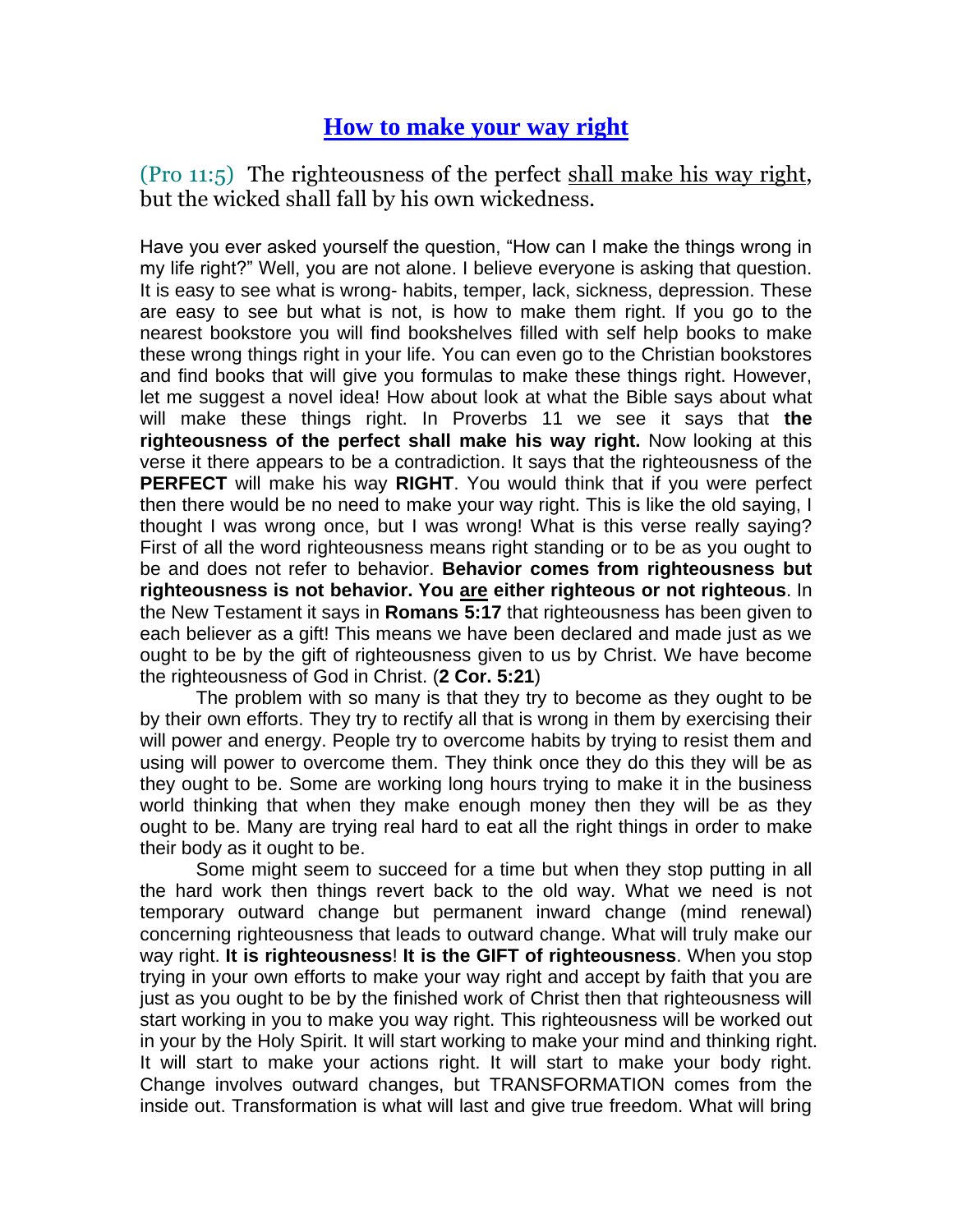# How to make your way right

(Pro 11:5) The righteousness of the perfect <u>shall make his way right</u>, but the wicked shall fall by his own wickedness.

Have you ever asked yourself the question, "How can I make the things wrong in my life right?" Well, you are not alone. I believe everyone is asking that question. It is easy to see what is wrong- habits, temper, lack, sickness, depression. These are easy to see but what is not, is how to make them right. If you go to the nearest bookstore you will find bookshelves filled with self help books to make these wrong things right in your life. You can even go to the Christian bookstores and find books that will give you formulas to make these things right. However, let me suggest a novel idea! How about look at what the Bible says about what will make these things right. In Proverbs 11 we see it says that **the righteousness of the perfect shall make his way right.** Now looking at this verse it there appears to be a contradiction. It says that the righteousness of the **PERFECT** will make his way **RIGHT**. You would think that if you were perfect then there would be no need to make your way right. This is like the old saying, I thought I was wrong once, but I was wrong! What is this verse really saying? First of all the word righteousness means right standing or to be as you ought to be and does not refer to behavior. **Behavior comes from righteousness but righteousness is not behavior. You <u>are</u> either righteous or not righteous**. In the New Testament it says in **Romans 5:17** that righteousness has been given to each believer as a gift! This means we have been declared and made just as we ought to be by the gift of righteousness given to us by Christ. We have become the righteousness of God in Christ. (**2 Cor. 5:21**)

The problem with so many is that they try to become as they ought to be by their own efforts. They try to rectify all that is wrong in them by exercising their will power and energy. People try to overcome habits by trying to resist them and using will power to overcome them. They think once they do this they will be as they ought to be. Some are working long hours trying to make it in the business world thinking that when they make enough money then they will be as they ought to be. Many are trying real hard to eat all the right things in order to make their body as it ought to be.

Some might seem to succeed for a time but when they stop putting in all the hard work then things revert back to the old way. What we need is not temporary outward change but permanent inward change (mind renewal) concerning righteousness that leads to outward change. What will truly make our way right. **It is righteousness**! **It is the GIFT of righteousness**. When you stop trying in your own efforts to make your way right and accept by faith that you are just as you ought to be by the finished work of Christ then that righteousness will start working in you to make you way right. This righteousness will be worked out in your by the Holy Spirit. It will start working to make your mind and thinking right. It will start to make your actions right. It will start to make your body right. Change involves outward changes, but TRANSFORMATION comes from the inside out. Transformation is what will last and give true freedom. What will bring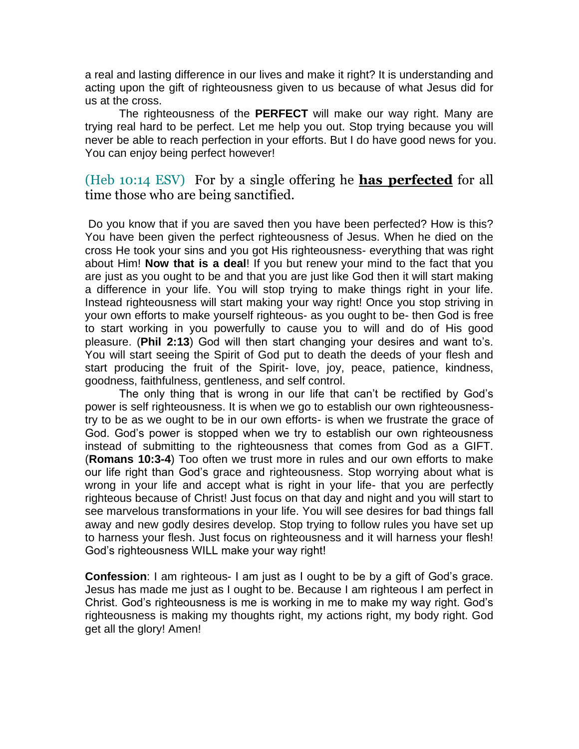a real and lasting difference in our lives and make it right? It is understanding and acting upon the gift of righteousness given to us because of what Jesus did for us at the cross.

The righteousness of the **PERFECT** will make our way right. Many are trying real hard to be perfect. Let me help you out. Stop trying because you will never be able to reach perfection in your efforts. But I do have good news for you. You can enjoy being perfect however!

(Heb 10:14 ESV) For by a single offering he **has perfected** for all time those who are being sanctified.

Do you know that if you are saved then you have been perfected? How is this? You have been given the perfect righteousness of Jesus. When he died on the cross He took your sins and you got His righteousness- everything that was right about Him! **Now that is a deal**! If you but renew your mind to the fact that you are just as you ought to be and that you are just like God then it will start making a difference in your life. You will stop trying to make things right in your life. Instead righteousness will start making your way right! Once you stop striving in your own efforts to make yourself righteous- as you ought to be- then God is free to start working in you powerfully to cause you to will and do of His good pleasure. (**Phil 2:13**) God will then start changing your desires and want to's. You will start seeing the Spirit of God put to death the deeds of your flesh and start producing the fruit of the Spirit- love, joy, peace, patience, kindness, goodness, faithfulness, gentleness, and self control.

The only thing that is wrong in our life that can't be rectified by God's power is self righteousness. It is when we go to establish our own righteousness- try to be as we ought to be in our own efforts- is when we frustrate the grace of God. God's power is stopped when we try to establish our own righteousness instead of submitting to the righteousness that comes from God as a GIFT. (**Romans 10:3-4**) Too often we trust more in rules and our own efforts to make our life right than God's grace and righteousness. Stop worrying about what is wrong in your life and accept what is right in your life- that you are perfectly righteous because of Christ! Just focus on that day and night and you will start to see marvelous transformations in your life. You will see desires for bad things fall away and new godly desires develop. Stop trying to follow rules you have set up to harness your flesh. Just focus on righteousness and it will harness your flesh! God's righteousness WILL make your way right!

**Confession**: I am righteous- I am just as I ought to be by a gift of God's grace. Jesus has made me just as I ought to be. Because I am righteous I am perfect in Christ. God's righteousness is me is working in me to make my way right. God's righteousness is making my thoughts right, my actions right, my body right. God get all the glory! Amen!